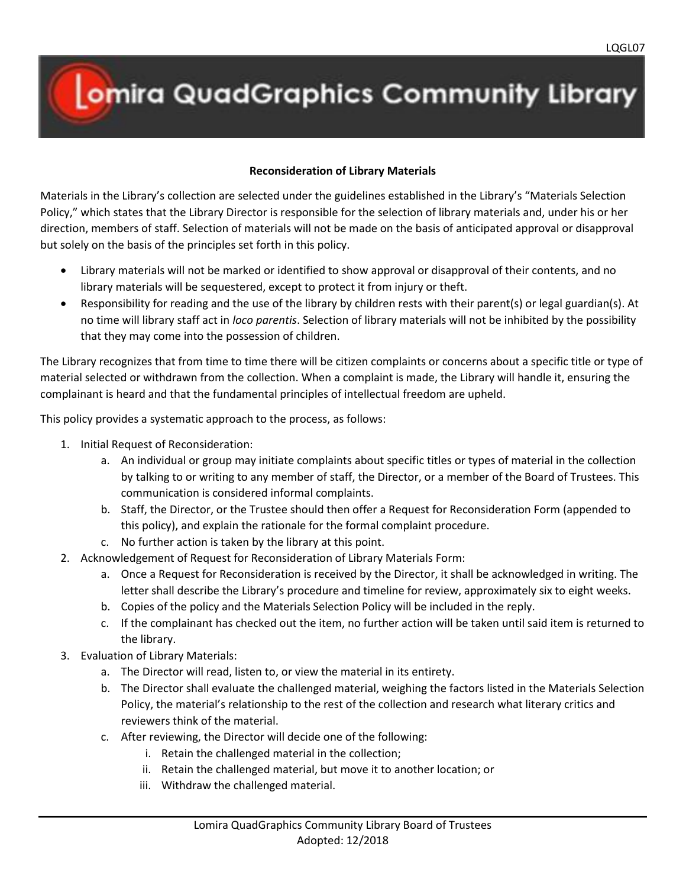# Lomira QuadGraphics Community Library

## Reconsideration of Library Materials

Materials in the Library's collection are selected under the guidelines established in the Library's "Materials Selection Policy," which states that the Library Director is responsible for the selection of library materials and, under his or her direction, members of staff. Selection of materials will not be made on the basis of anticipated approval or disapproval but solely on the basis of the principles set forth in this policy.

- Library materials will not be marked or identified to show approval or disapproval of their contents, and no library materials will be sequestered, except to protect it from injury or theft.
- Responsibility for reading and the use of the library by children rests with their parent(s) or legal guardian(s). At no time will library staff act in *loco parentis*. Selection of library materials will not be inhibited by the possibility that they may come into the possession of children.

The Library recognizes that from time to time there will be citizen complaints or concerns about a specific title or type of material selected or withdrawn from the collection. When a complaint is made, the Library will handle it, ensuring the complainant is heard and that the fundamental principles of intellectual freedom are upheld.

This policy provides a systematic approach to the process, as follows:

1. Initial Request of Reconsideration:
   a. An individual or group may initiate complaints about specific titles or types of material in the collection by talking to or writing to any member of staff, the Director, or a member of the Board of Trustees. This communication is considered informal complaints.
   b. Staff, the Director, or the Trustee should then offer a Request for Reconsideration Form (appended to this policy), and explain the rationale for the formal complaint procedure.
   c. No further action is taken by the library at this point.
2. Acknowledgement of Request for Reconsideration of Library Materials Form:
   a. Once a Request for Reconsideration is received by the Director, it shall be acknowledged in writing. The letter shall describe the Library's procedure and timeline for review, approximately six to eight weeks.
   b. Copies of the policy and the Materials Selection Policy will be included in the reply.
   c. If the complainant has checked out the item, no further action will be taken until said item is returned to the library.
3. Evaluation of Library Materials:
   a. The Director will read, listen to, or view the material in its entirety.
   b. The Director shall evaluate the challenged material, weighing the factors listed in the Materials Selection Policy, the material's relationship to the rest of the collection and research what literary critics and reviewers think of the material.
   c. After reviewing, the Director will decide one of the following:
      i. Retain the challenged material in the collection;
      ii. Retain the challenged material, but move it to another location; or
      iii. Withdraw the challenged material.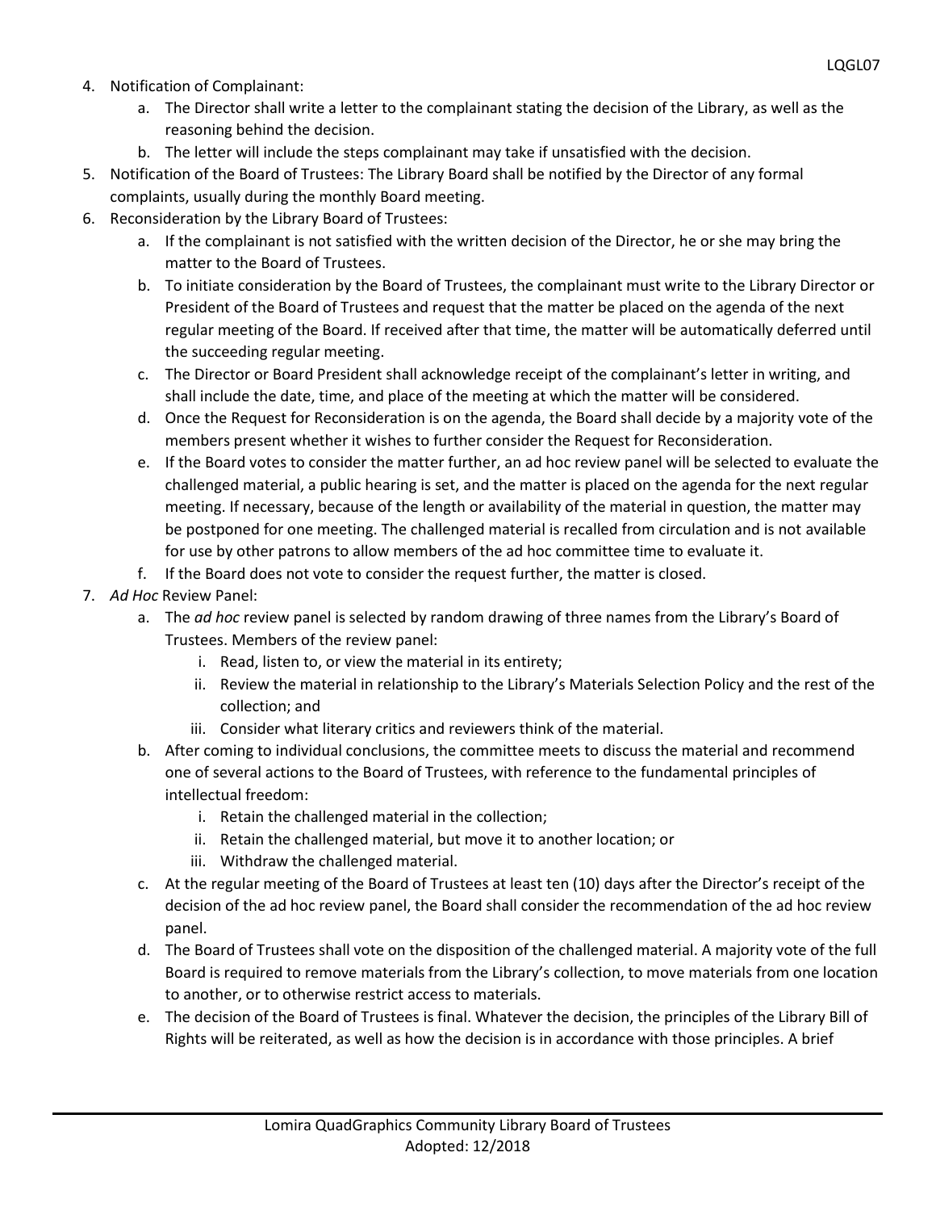4. Notification of Complainant:
    a. The Director shall write a letter to the complainant stating the decision of the Library, as well as the reasoning behind the decision.
    b. The letter will include the steps complainant may take if unsatisfied with the decision.
5. Notification of the Board of Trustees: The Library Board shall be notified by the Director of any formal complaints, usually during the monthly Board meeting.
6. Reconsideration by the Library Board of Trustees:
    a. If the complainant is not satisfied with the written decision of the Director, he or she may bring the matter to the Board of Trustees.
    b. To initiate consideration by the Board of Trustees, the complainant must write to the Library Director or President of the Board of Trustees and request that the matter be placed on the agenda of the next regular meeting of the Board. If received after that time, the matter will be automatically deferred until the succeeding regular meeting.
    c. The Director or Board President shall acknowledge receipt of the complainant's letter in writing, and shall include the date, time, and place of the meeting at which the matter will be considered.
    d. Once the Request for Reconsideration is on the agenda, the Board shall decide by a majority vote of the members present whether it wishes to further consider the Request for Reconsideration.
    e. If the Board votes to consider the matter further, an ad hoc review panel will be selected to evaluate the challenged material, a public hearing is set, and the matter is placed on the agenda for the next regular meeting. If necessary, because of the length or availability of the material in question, the matter may be postponed for one meeting. The challenged material is recalled from circulation and is not available for use by other patrons to allow members of the ad hoc committee time to evaluate it.
    f. If the Board does not vote to consider the request further, the matter is closed.
7. *Ad Hoc* Review Panel:
    a. The *ad hoc* review panel is selected by random drawing of three names from the Library's Board of Trustees. Members of the review panel:
        i. Read, listen to, or view the material in its entirety;
        ii. Review the material in relationship to the Library's Materials Selection Policy and the rest of the collection; and
        iii. Consider what literary critics and reviewers think of the material.
    b. After coming to individual conclusions, the committee meets to discuss the material and recommend one of several actions to the Board of Trustees, with reference to the fundamental principles of intellectual freedom:
        i. Retain the challenged material in the collection;
        ii. Retain the challenged material, but move it to another location; or
        iii. Withdraw the challenged material.
    c. At the regular meeting of the Board of Trustees at least ten (10) days after the Director's receipt of the decision of the ad hoc review panel, the Board shall consider the recommendation of the ad hoc review panel.
    d. The Board of Trustees shall vote on the disposition of the challenged material. A majority vote of the full Board is required to remove materials from the Library's collection, to move materials from one location to another, or to otherwise restrict access to materials.
    e. The decision of the Board of Trustees is final. Whatever the decision, the principles of the Library Bill of Rights will be reiterated, as well as how the decision is in accordance with those principles. A brief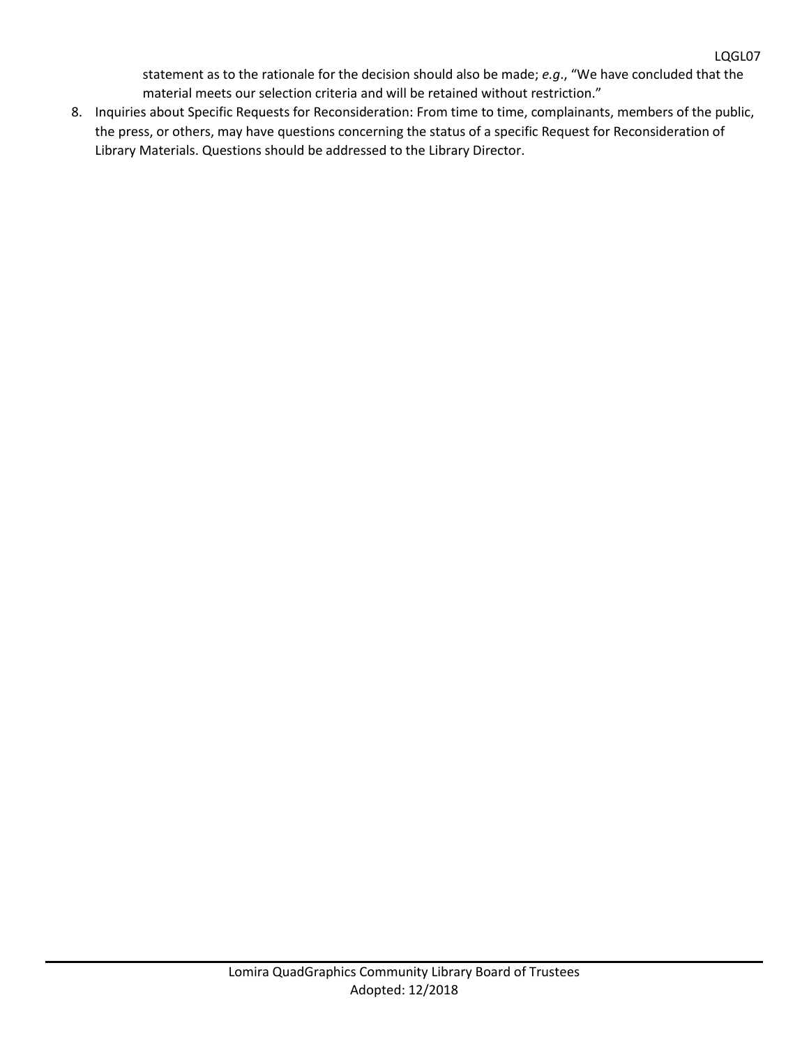statement as to the rationale for the decision should also be made; *e.g*., "We have concluded that the material meets our selection criteria and will be retained without restriction."

8. Inquiries about Specific Requests for Reconsideration: From time to time, complainants, members of the public, the press, or others, may have questions concerning the status of a specific Request for Reconsideration of Library Materials. Questions should be addressed to the Library Director.